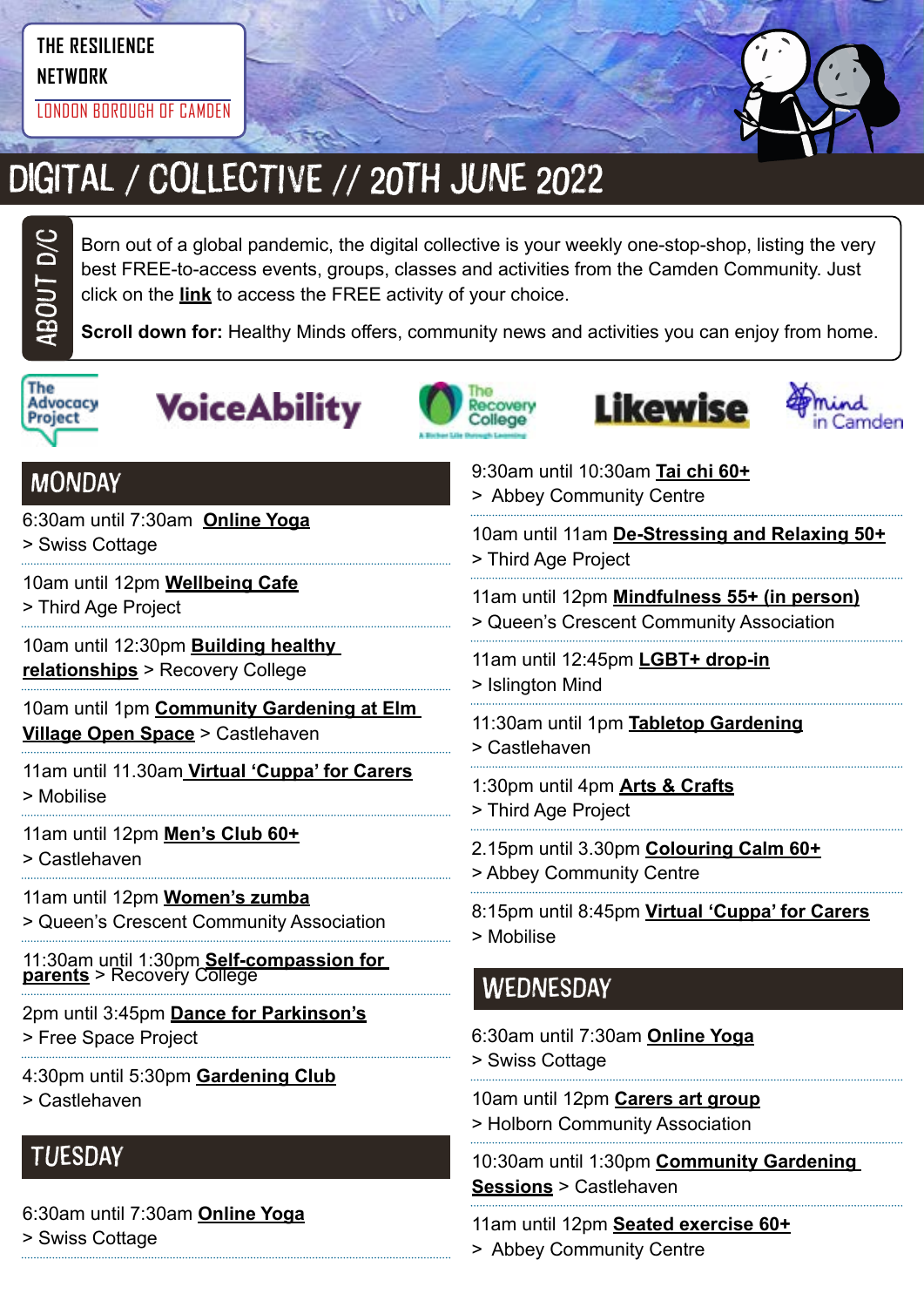THE RESILIENCE NETWORK

LONDON BOROUGH OF CAMDEN

# DIGITAL / COLLECTIVE // 20TH JUNE 2022

## ABOUT D/C

Born out of a global pandemic, the digital collective is your weekly one-stop-shop, listing the very best FREE-to-access events, groups, classes and activities from the Camden Community. Just click on the **link** to access the FREE activity of your choice.

**Scroll down for:** Healthy Minds offers, community news and activities you can enjoy from home.

The Advocacy Project | VoiceAbility | The Recovery College | Likewise | mind in Camden

## MONDAY

6:30am until 7:30am **Online Yoga**
> Swiss Cottage

10am until 12pm **Wellbeing Cafe**
> Third Age Project

10am until 12:30pm **Building healthy relationships** > Recovery College

10am until 1pm **Community Gardening at Elm Village Open Space** > Castlehaven

11am until 11.30am **Virtual 'Cuppa' for Carers**
> Mobilise

11am until 12pm **Men's Club 60+**
> Castlehaven

11am until 12pm **Women's zumba**
> Queen's Crescent Community Association

11:30am until 1:30pm **Self-compassion for parents** > Recovery College

2pm until 3:45pm **Dance for Parkinson's**
> Free Space Project

4:30pm until 5:30pm **Gardening Club**
> Castlehaven

## TUESDAY

6:30am until 7:30am **Online Yoga**
> Swiss Cottage

9:30am until 10:30am **Tai chi 60+**
> Abbey Community Centre

10am until 11am **De-Stressing and Relaxing 50+**
> Third Age Project

11am until 12pm **Mindfulness 55+ (in person)**
> Queen's Crescent Community Association

11am until 12:45pm **LGBT+ drop-in**
> Islington Mind

11:30am until 1pm **Tabletop Gardening**
> Castlehaven

1:30pm until 4pm **Arts & Crafts**
> Third Age Project

2.15pm until 3.30pm **Colouring Calm 60+**
> Abbey Community Centre

8:15pm until 8:45pm **Virtual 'Cuppa' for Carers**
> Mobilise

## WEDNESDAY

6:30am until 7:30am **Online Yoga**
> Swiss Cottage

10am until 12pm **Carers art group**
> Holborn Community Association

10:30am until 1:30pm **Community Gardening Sessions** > Castlehaven

11am until 12pm **Seated exercise 60+**
> Abbey Community Centre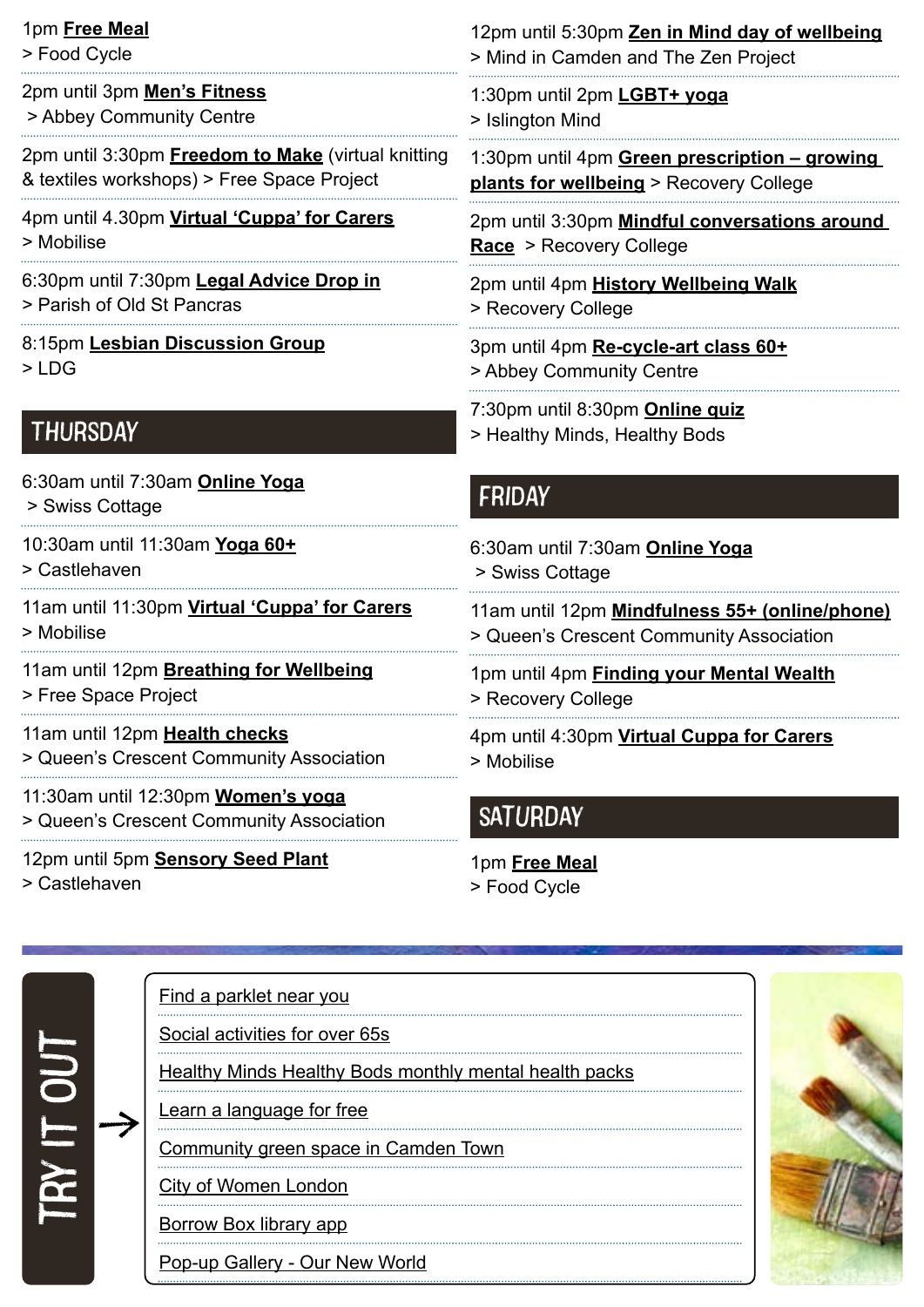1pm **Free Meal**
> Food Cycle

2pm until 3pm **Men's Fitness**
> Abbey Community Centre

2pm until 3:30pm **Freedom to Make** (virtual knitting & textiles workshops) > Free Space Project

4pm until 4.30pm **Virtual 'Cuppa' for Carers**
> Mobilise

6:30pm until 7:30pm **Legal Advice Drop in**
> Parish of Old St Pancras

8:15pm **Lesbian Discussion Group**
> LDG

## THURSDAY

6:30am until 7:30am **Online Yoga**
> Swiss Cottage

10:30am until 11:30am **Yoga 60+**
> Castlehaven

11am until 11:30pm **Virtual 'Cuppa' for Carers**
> Mobilise

11am until 12pm **Breathing for Wellbeing**
> Free Space Project

11am until 12pm **Health checks**
> Queen's Crescent Community Association

11:30am until 12:30pm **Women's yoga**
> Queen's Crescent Community Association

12pm until 5pm **Sensory Seed Plant**
> Castlehaven

12pm until 5:30pm **Zen in Mind day of wellbeing**
> Mind in Camden and The Zen Project

1:30pm until 2pm **LGBT+ yoga**
> Islington Mind

1:30pm until 4pm **Green prescription – growing plants for wellbeing** > Recovery College

2pm until 3:30pm **Mindful conversations around Race** > Recovery College

2pm until 4pm **History Wellbeing Walk**
> Recovery College

3pm until 4pm **Re-cycle-art class 60+**
> Abbey Community Centre

7:30pm until 8:30pm **Online quiz**
> Healthy Minds, Healthy Bods

## FRIDAY

6:30am until 7:30am **Online Yoga**
> Swiss Cottage

11am until 12pm **Mindfulness 55+ (online/phone)**
> Queen's Crescent Community Association

1pm until 4pm **Finding your Mental Wealth**
> Recovery College

4pm until 4:30pm **Virtual Cuppa for Carers**
> Mobilise

## SATURDAY

1pm **Free Meal**
> Food Cycle

## TRY IT OUT →

- Find a parklet near you
- Social activities for over 65s
- Healthy Minds Healthy Bods monthly mental health packs
- Learn a language for free
- Community green space in Camden Town
- City of Women London
- Borrow Box library app
- Pop-up Gallery - Our New World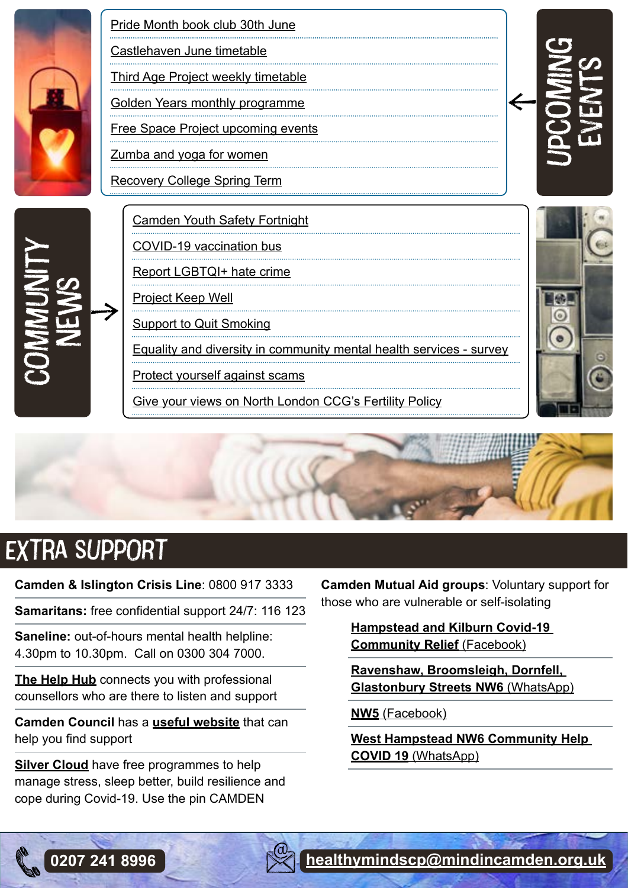## UPCOMING EVENTS

- Pride Month book club 30th June
- Castlehaven June timetable
- Third Age Project weekly timetable
- Golden Years monthly programme
- Free Space Project upcoming events
- Zumba and yoga for women
- Recovery College Spring Term

## COMMUNITY NEWS

- Camden Youth Safety Fortnight
- COVID-19 vaccination bus
- Report LGBTQI+ hate crime
- Project Keep Well
- Support to Quit Smoking
- Equality and diversity in community mental health services - survey
- Protect yourself against scams
- Give your views on North London CCG's Fertility Policy

# EXTRA SUPPORT

**Camden & Islington Crisis Line**: 0800 917 3333

**Samaritans:** free confidential support 24/7: 116 123

**Saneline:** out-of-hours mental health helpline: 4.30pm to 10.30pm. Call on 0300 304 7000.

**The Help Hub** connects you with professional counsellors who are there to listen and support

**Camden Council** has a **useful website** that can help you find support

**Silver Cloud** have free programmes to help manage stress, sleep better, build resilience and cope during Covid-19. Use the pin CAMDEN

**Camden Mutual Aid groups**: Voluntary support for those who are vulnerable or self-isolating

- **Hampstead and Kilburn Covid-19 Community Relief** (Facebook)
- **Ravenshaw, Broomsleigh, Dornfell, Glastonbury Streets NW6** (WhatsApp)
- **NW5** (Facebook)
- **West Hampstead NW6 Community Help COVID 19** (WhatsApp)

0207 241 8996

healthymindscp@mindincamden.org.uk